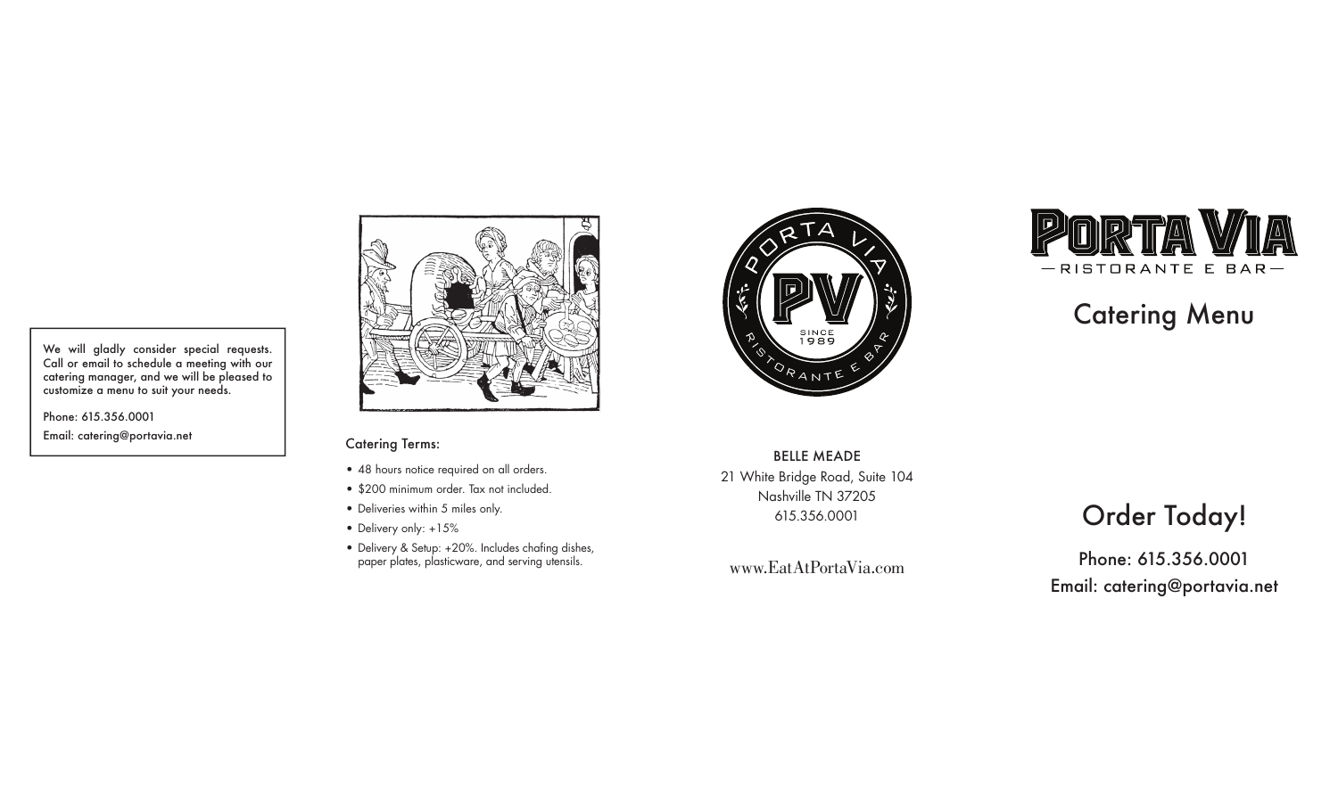We will gladly consider special requests. Call or email to schedule a meeting with our catering manager, and we will be pleased to customize a menu to suit your needs.

Phone: 615.356.0001

Email: catering@portavia.net

### Catering Terms:

- 48 hours notice required on all orders.
- $200 minimum order. Tax not included.
- Deliveries within 5 miles only.
- Delivery only: +15%
- Delivery & Setup: +20%. Includes chafing dishes, paper plates, plasticware, and serving utensils.

PORTA VIA PV SINCE 1989 RISTORANTE E BAR

BELLE MEADE

21 White Bridge Road, Suite 104

Nashville TN 37205

615.356.0001

www.EatAtPortaVia.com

# PORTA VIA

RISTORANTE E BAR

## Catering Menu

## Order Today!

Phone: 615.356.0001

Email: catering@portavia.net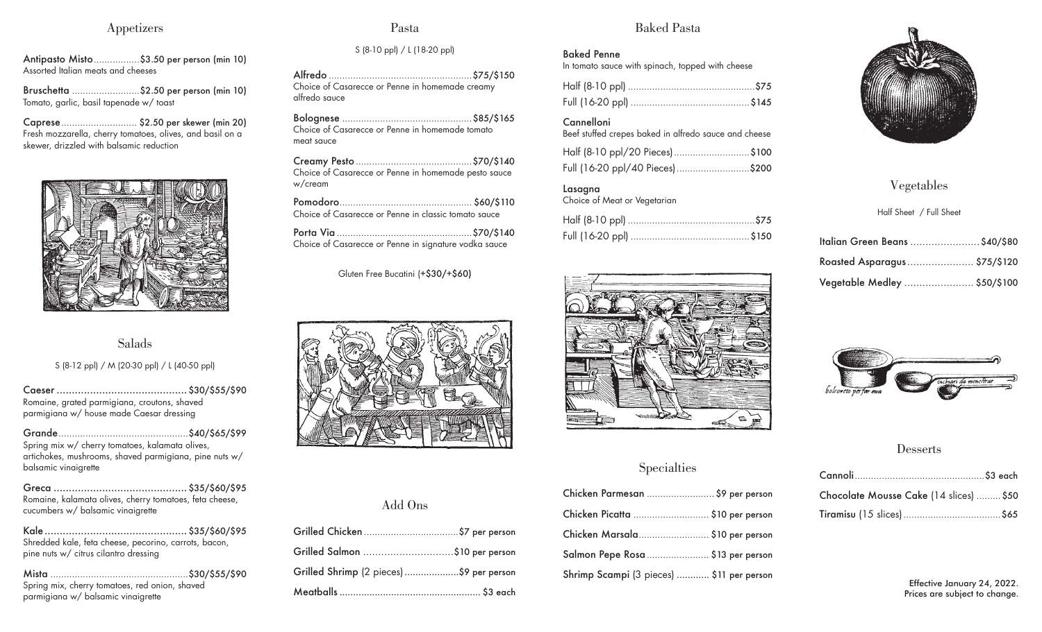## Appetizers

**Antipasto Misto** .................$3.50 per person (min 10)
Assorted Italian meats and cheeses

**Bruschetta** .........................$2.50 per person (min 10)
Tomato, garlic, basil tapenade w/ toast

**Caprese**............................ $2.50 per skewer (min 20)
Fresh mozzarella, cherry tomatoes, olives, and basil on a skewer, drizzled with balsamic reduction

## Salads

S (8-12 ppl) / M (20-30 ppl) / L (40-50 ppl)

**Caeser** ........................................... $30/$55/$90
Romaine, grated parmigiana, croutons, shaved parmigiana w/ house made Caesar dressing

**Grande**................................................$40/$65/$99
Spring mix w/ cherry tomatoes, kalamata olives, artichokes, mushrooms, shaved parmigiana, pine nuts w/ balsamic vinaigrette

**Greca** ............................................ $35/$60/$95
Romaine, kalamata olives, cherry tomatoes, feta cheese, cucumbers w/ balsamic vinaigrette

**Kale** ............................................... $35/$60/$95
Shredded kale, feta cheese, pecorino, carrots, bacon, pine nuts w/ citrus cilantro dressing

**Mista** ..................................................$30/$55/$90
Spring mix, cherry tomatoes, red onion, shaved parmigiana w/ balsamic vinaigrette

## Pasta

S (8-10 ppl) / L (18-20 ppl)

**Alfredo** ....................................................$75/$150
Choice of Casarecce or Penne in homemade creamy alfredo sauce

**Bolognese** ................................................$85/$165
Choice of Casarecce or Penne in homemade tomato meat sauce

**Creamy Pesto**...........................................$70/$140
Choice of Casarecce or Penne in homemade pesto sauce w/cream

**Pomodoro**................................................. $60/$110
Choice of Casarecce or Penne in classic tomato sauce

**Porta Via** ..................................................$70/$140
Choice of Casarecce or Penne in signature vodka sauce

Gluten Free Bucatini (+$30/+$60)

## Add Ons

**Grilled Chicken**...................................$7 per person

**Grilled Salmon** ..............................$10 per person

**Grilled Shrimp** (2 pieces)....................$9 per person

**Meatballs** ................................................... $3 each

## Baked Pasta

**Baked Penne**
In tomato sauce with spinach, topped with cheese

Half (8-10 ppl) ...............................................$75
Full (16-20 ppl) ............................................$145

**Cannelloni**
Beef stuffed crepes baked in alfredo sauce and cheese

Half (8-10 ppl/20 Pieces)............................$100
Full (16-20 ppl/40 Pieces)...........................$200

**Lasagna**
Choice of Meat or Vegetarian

Half (8-10 ppl) ...............................................$75
Full (16-20 ppl) ............................................$150

## Specialties

**Chicken Parmesan** ......................... $9 per person

**Chicken Picatta** ............................ $10 per person

**Chicken Marsala**.......................... $10 per person

**Salmon Pepe Rosa**....................... $13 per person

**Shrimp Scampi** (3 pieces) ............ $11 per person

## Vegetables

Half Sheet / Full Sheet

**Italian Green Beans** ....................... $40/$80

**Roasted Asparagus**...................... $75/$120

**Vegetable Medley** ....................... $50/$100

## Desserts

**Cannoli**................................................$3 each

**Chocolate Mousse Cake** (14 slices) ......... $50

**Tiramisu** (15 slices)....................................$65

Effective January 24, 2022.
Prices are subject to change.